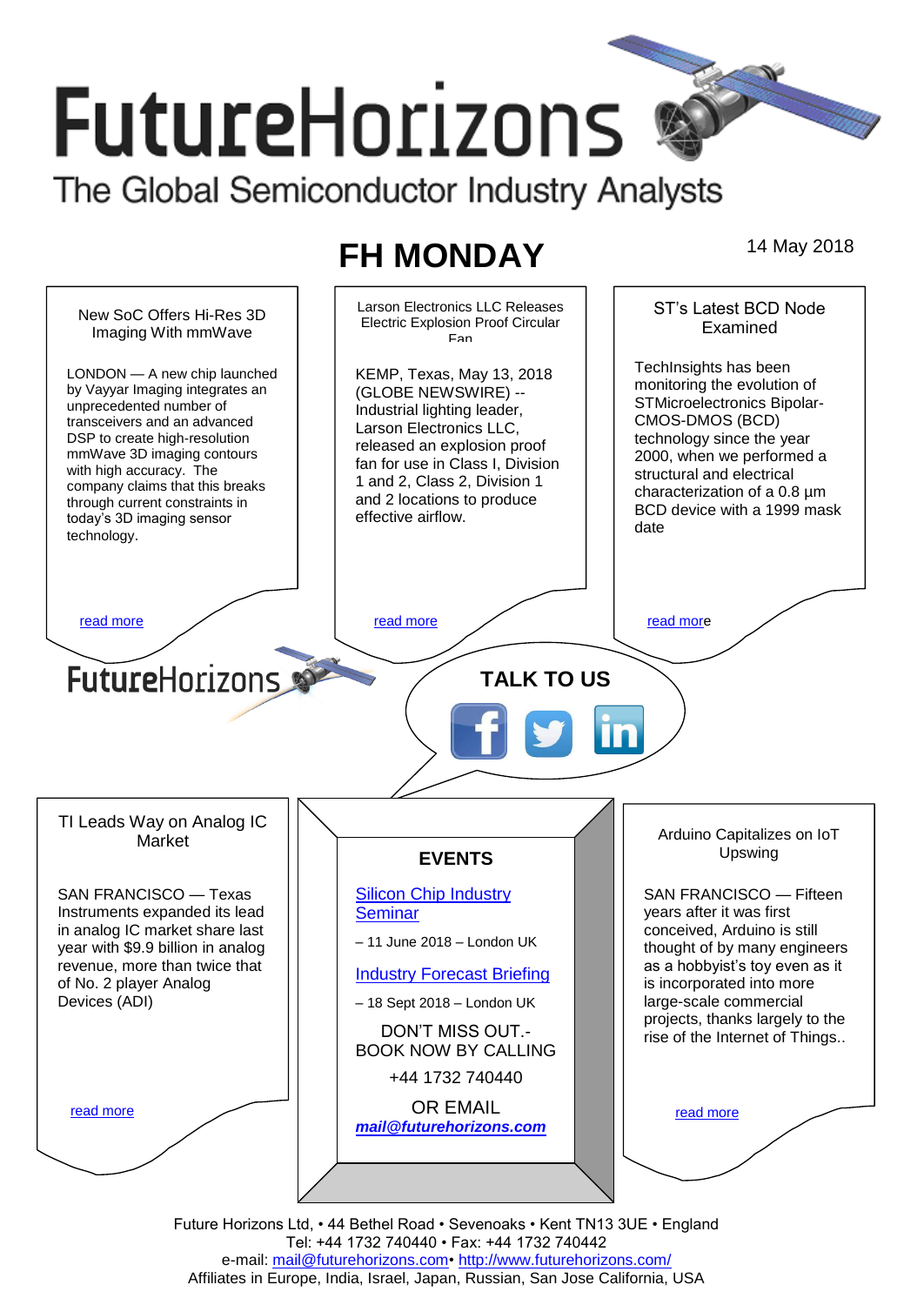# FutureHorizons

The Global Semiconductor Industry Analysts

## FH MONDAY

14 May 2018

### New SoC Offers Hi-Res 3D Imaging With mmWave

LONDON — A new chip launched by Vayyar Imaging integrates an unprecedented number of transceivers and an advanced DSP to create high-resolution mmWave 3D imaging contours with high accuracy. The company claims that this breaks through current constraints in today's 3D imaging sensor technology.

read more

### Larson Electronics LLC Releases Electric Explosion Proof Circular Fan

KEMP, Texas, May 13, 2018 (GLOBE NEWSWIRE) -- Industrial lighting leader, Larson Electronics LLC, released an explosion proof fan for use in Class I, Division 1 and 2, Class 2, Division 1 and 2 locations to produce effective airflow.

read more

### ST's Latest BCD Node Examined

TechInsights has been monitoring the evolution of STMicroelectronics Bipolar-CMOS-DMOS (BCD) technology since the year 2000, when we performed a structural and electrical characterization of a 0.8 µm BCD device with a 1999 mask date

read more

FutureHorizons

**TALK TO US**

### TI Leads Way on Analog IC Market

SAN FRANCISCO — Texas Instruments expanded its lead in analog IC market share last year with $9.9 billion in analog revenue, more than twice that of No. 2 player Analog Devices (ADI)

read more

### EVENTS

Silicon Chip Industry Seminar

– 11 June 2018 – London UK

Industry Forecast Briefing

– 18 Sept 2018 – London UK

DON'T MISS OUT.- BOOK NOW BY CALLING

+44 1732 740440

OR EMAIL

***mail@futurehorizons.com***

### Arduino Capitalizes on IoT Upswing

SAN FRANCISCO — Fifteen years after it was first conceived, Arduino is still thought of by many engineers as a hobbyist's toy even as it is incorporated into more large-scale commercial projects, thanks largely to the rise of the Internet of Things..

read more

Future Horizons Ltd, • 44 Bethel Road • Sevenoaks • Kent TN13 3UE • England
Tel: +44 1732 740440 • Fax: +44 1732 740442
e-mail: mail@futurehorizons.com• http://www.futurehorizons.com/
Affiliates in Europe, India, Israel, Japan, Russian, San Jose California, USA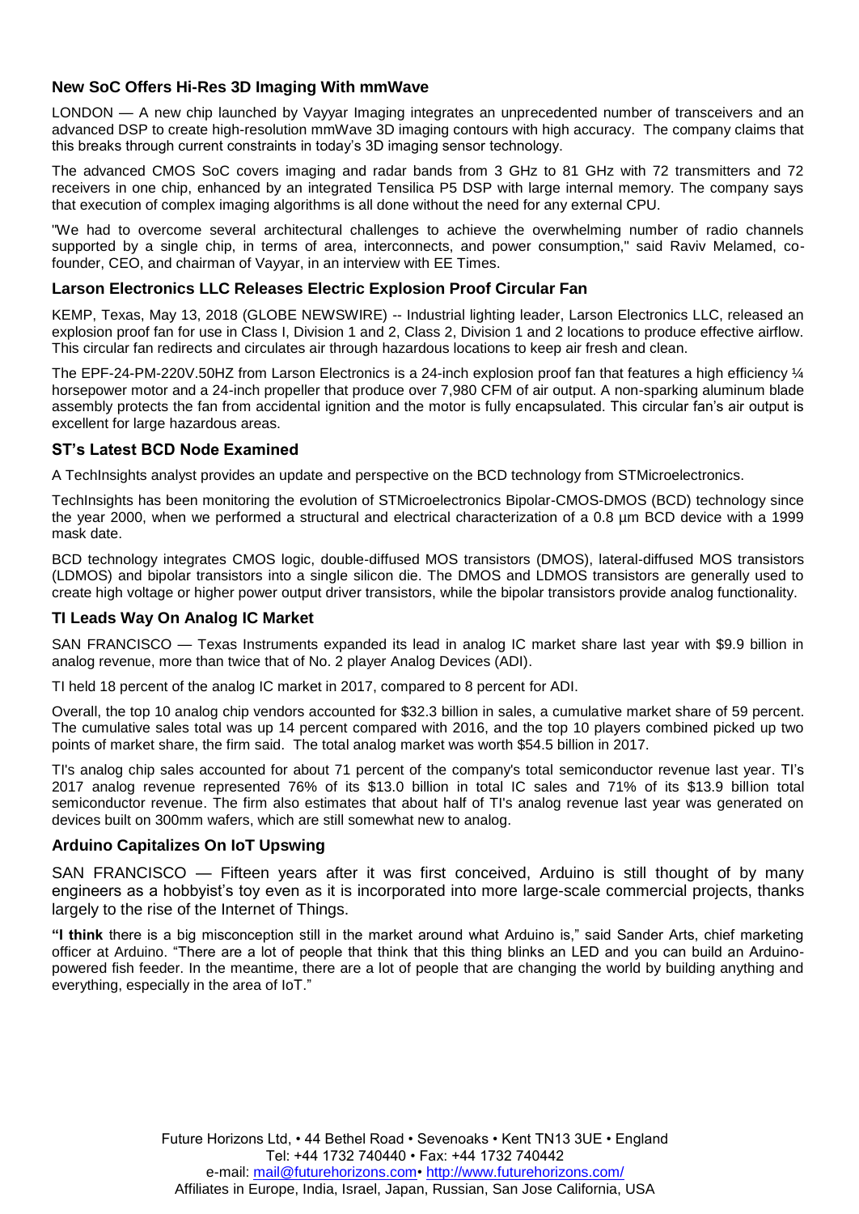## New SoC Offers Hi-Res 3D Imaging With mmWave

LONDON — A new chip launched by Vayyar Imaging integrates an unprecedented number of transceivers and an advanced DSP to create high-resolution mmWave 3D imaging contours with high accuracy. The company claims that this breaks through current constraints in today's 3D imaging sensor technology.

The advanced CMOS SoC covers imaging and radar bands from 3 GHz to 81 GHz with 72 transmitters and 72 receivers in one chip, enhanced by an integrated Tensilica P5 DSP with large internal memory. The company says that execution of complex imaging algorithms is all done without the need for any external CPU.

"We had to overcome several architectural challenges to achieve the overwhelming number of radio channels supported by a single chip, in terms of area, interconnects, and power consumption," said Raviv Melamed, co-founder, CEO, and chairman of Vayyar, in an interview with EE Times.

## Larson Electronics LLC Releases Electric Explosion Proof Circular Fan

KEMP, Texas, May 13, 2018 (GLOBE NEWSWIRE) -- Industrial lighting leader, Larson Electronics LLC, released an explosion proof fan for use in Class I, Division 1 and 2, Class 2, Division 1 and 2 locations to produce effective airflow. This circular fan redirects and circulates air through hazardous locations to keep air fresh and clean.

The EPF-24-PM-220V.50HZ from Larson Electronics is a 24-inch explosion proof fan that features a high efficiency ¼ horsepower motor and a 24-inch propeller that produce over 7,980 CFM of air output. A non-sparking aluminum blade assembly protects the fan from accidental ignition and the motor is fully encapsulated. This circular fan's air output is excellent for large hazardous areas.

## ST's Latest BCD Node Examined

A TechInsights analyst provides an update and perspective on the BCD technology from STMicroelectronics.

TechInsights has been monitoring the evolution of STMicroelectronics Bipolar-CMOS-DMOS (BCD) technology since the year 2000, when we performed a structural and electrical characterization of a 0.8 µm BCD device with a 1999 mask date.

BCD technology integrates CMOS logic, double-diffused MOS transistors (DMOS), lateral-diffused MOS transistors (LDMOS) and bipolar transistors into a single silicon die. The DMOS and LDMOS transistors are generally used to create high voltage or higher power output driver transistors, while the bipolar transistors provide analog functionality.

## TI Leads Way On Analog IC Market

SAN FRANCISCO — Texas Instruments expanded its lead in analog IC market share last year with $9.9 billion in analog revenue, more than twice that of No. 2 player Analog Devices (ADI).

TI held 18 percent of the analog IC market in 2017, compared to 8 percent for ADI.

Overall, the top 10 analog chip vendors accounted for $32.3 billion in sales, a cumulative market share of 59 percent. The cumulative sales total was up 14 percent compared with 2016, and the top 10 players combined picked up two points of market share, the firm said. The total analog market was worth $54.5 billion in 2017.

TI's analog chip sales accounted for about 71 percent of the company's total semiconductor revenue last year. TI's 2017 analog revenue represented 76% of its $13.0 billion in total IC sales and 71% of its $13.9 billion total semiconductor revenue. The firm also estimates that about half of TI's analog revenue last year was generated on devices built on 300mm wafers, which are still somewhat new to analog.

## Arduino Capitalizes On IoT Upswing

SAN FRANCISCO — Fifteen years after it was first conceived, Arduino is still thought of by many engineers as a hobbyist's toy even as it is incorporated into more large-scale commercial projects, thanks largely to the rise of the Internet of Things.

**"I think** there is a big misconception still in the market around what Arduino is," said Sander Arts, chief marketing officer at Arduino. "There are a lot of people that think that this thing blinks an LED and you can build an Arduino-powered fish feeder. In the meantime, there are a lot of people that are changing the world by building anything and everything, especially in the area of IoT."

Future Horizons Ltd, • 44 Bethel Road • Sevenoaks • Kent TN13 3UE • England
Tel: +44 1732 740440 • Fax: +44 1732 740442
e-mail: mail@futurehorizons.com• http://www.futurehorizons.com/
Affiliates in Europe, India, Israel, Japan, Russian, San Jose California, USA